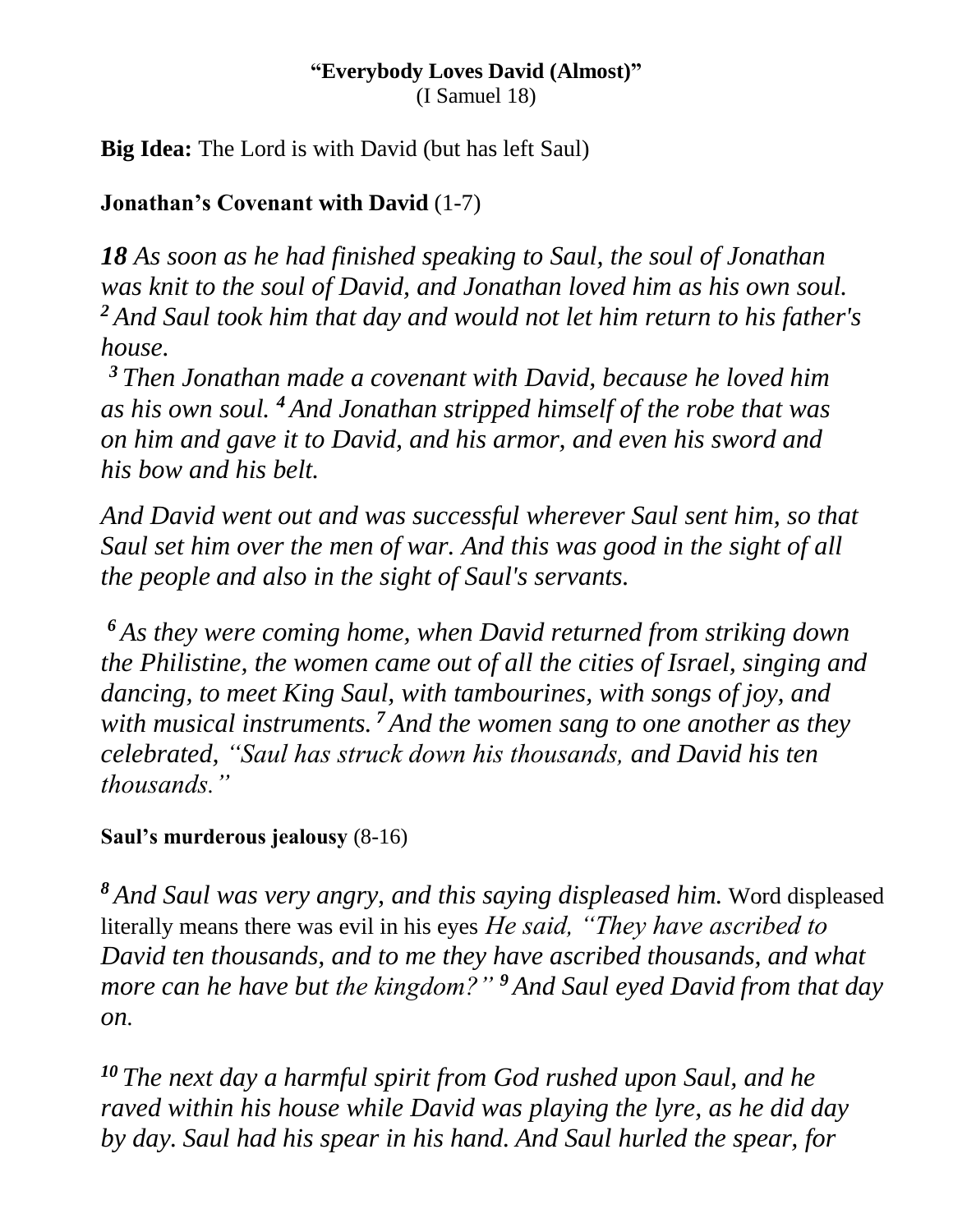**"Everybody Loves David (Almost)"**
(I Samuel 18)

**Big Idea:** The Lord is with David (but has left Saul)

**Jonathan's Covenant with David** (1-7)

***18** As soon as he had finished speaking to Saul, the soul of Jonathan was knit to the soul of David, and Jonathan loved him as his own soul. **2** And Saul took him that day and would not let him return to his father's house.*

***3** Then Jonathan made a covenant with David, because he loved him as his own soul. **4** And Jonathan stripped himself of the robe that was on him and gave it to David, and his armor, and even his sword and his bow and his belt.*

*And David went out and was successful wherever Saul sent him, so that Saul set him over the men of war. And this was good in the sight of all the people and also in the sight of Saul's servants.*

***6** As they were coming home, when David returned from striking down the Philistine, the women came out of all the cities of Israel, singing and dancing, to meet King Saul, with tambourines, with songs of joy, and with musical instruments. **7** And the women sang to one another as they celebrated, "Saul has struck down his thousands, and David his ten thousands."*

**Saul's murderous jealousy** (8-16)

***8** And Saul was very angry, and this saying displeased him.* Word displeased literally means there was evil in his eyes *He said, "They have ascribed to David ten thousands, and to me they have ascribed thousands, and what more can he have but the kingdom?" **9** And Saul eyed David from that day on.*

***10** The next day a harmful spirit from God rushed upon Saul, and he raved within his house while David was playing the lyre, as he did day by day. Saul had his spear in his hand. And Saul hurled the spear, for*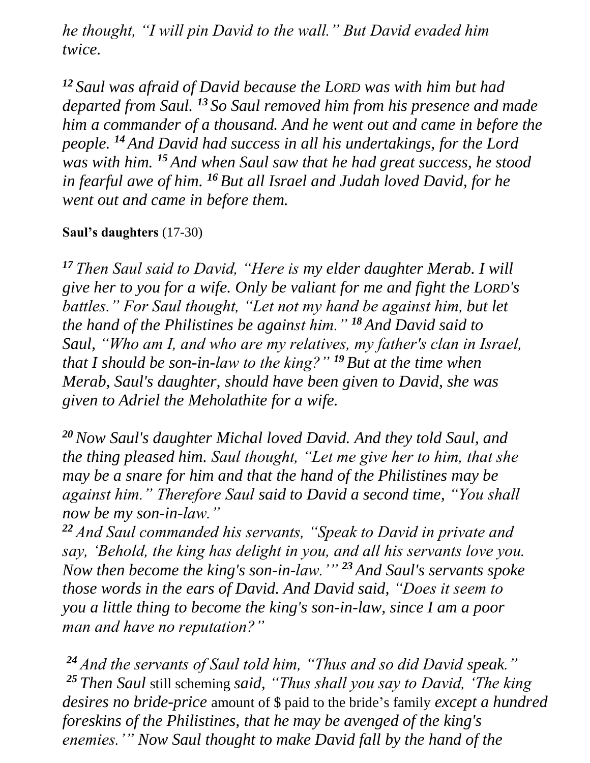*he thought, "I will pin David to the wall." But David evaded him twice.*

*[12] Saul was afraid of David because the LORD was with him but had departed from Saul. [13] So Saul removed him from his presence and made him a commander of a thousand. And he went out and came in before the people. [14] And David had success in all his undertakings, for the Lord was with him. [15] And when Saul saw that he had great success, he stood in fearful awe of him. [16] But all Israel and Judah loved David, for he went out and came in before them.*

**Saul's daughters** (17-30)

*[17] Then Saul said to David, "Here is my elder daughter Merab. I will give her to you for a wife. Only be valiant for me and fight the LORD's battles." For Saul thought, "Let not my hand be against him, but let the hand of the Philistines be against him." [18] And David said to Saul, "Who am I, and who are my relatives, my father's clan in Israel, that I should be son-in-law to the king?" [19] But at the time when Merab, Saul's daughter, should have been given to David, she was given to Adriel the Meholathite for a wife.*

*[20] Now Saul's daughter Michal loved David. And they told Saul, and the thing pleased him. Saul thought, "Let me give her to him, that she may be a snare for him and that the hand of the Philistines may be against him." Therefore Saul said to David a second time, "You shall now be my son-in-law."*
*[22] And Saul commanded his servants, "Speak to David in private and say, 'Behold, the king has delight in you, and all his servants love you. Now then become the king's son-in-law.'" [23] And Saul's servants spoke those words in the ears of David. And David said, "Does it seem to you a little thing to become the king's son-in-law, since I am a poor man and have no reputation?"*

*[24] And the servants of Saul told him, "Thus and so did David speak."* *[25] Then Saul* still scheming *said, "Thus shall you say to David, 'The king desires no bride-price* amount of $ paid to the bride's family *except a hundred foreskins of the Philistines, that he may be avenged of the king's enemies.'" Now Saul thought to make David fall by the hand of the*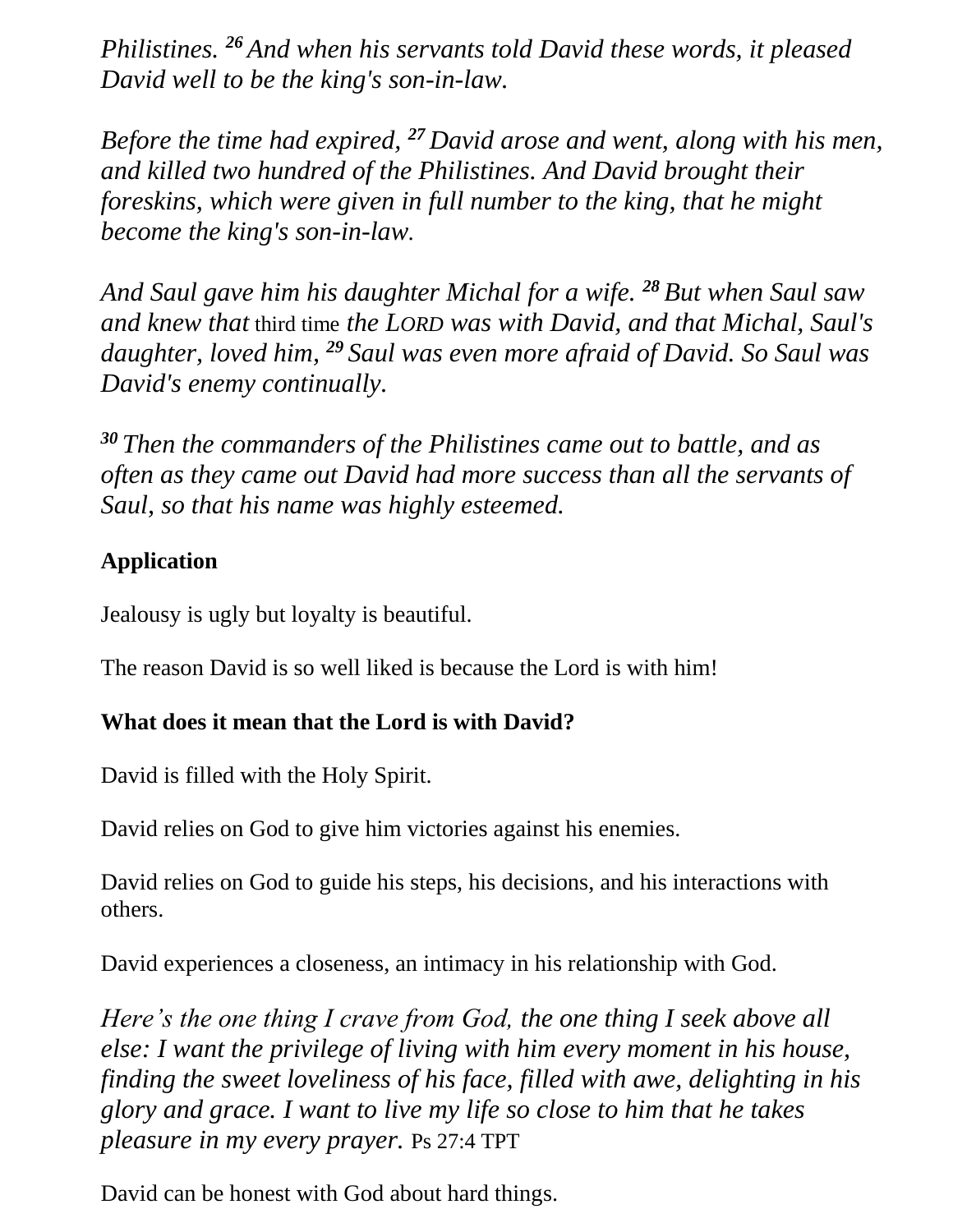*Philistines.* [26] *And when his servants told David these words, it pleased David well to be the king's son-in-law.*

*Before the time had expired,* [27] *David arose and went, along with his men, and killed two hundred of the Philistines. And David brought their foreskins, which were given in full number to the king, that he might become the king's son-in-law.*

*And Saul gave him his daughter Michal for a wife.* [28] *But when Saul saw and knew that* third time *the LORD was with David, and that Michal, Saul's daughter, loved him,* [29] *Saul was even more afraid of David. So Saul was David's enemy continually.*

[30] *Then the commanders of the Philistines came out to battle, and as often as they came out David had more success than all the servants of Saul, so that his name was highly esteemed.*

**Application**

Jealousy is ugly but loyalty is beautiful.

The reason David is so well liked is because the Lord is with him!

**What does it mean that the Lord is with David?**

David is filled with the Holy Spirit.

David relies on God to give him victories against his enemies.

David relies on God to guide his steps, his decisions, and his interactions with others.

David experiences a closeness, an intimacy in his relationship with God.

*Here's the one thing I crave from God, the one thing I seek above all else: I want the privilege of living with him every moment in his house, finding the sweet loveliness of his face, filled with awe, delighting in his glory and grace. I want to live my life so close to him that he takes pleasure in my every prayer.* Ps 27:4 TPT

David can be honest with God about hard things.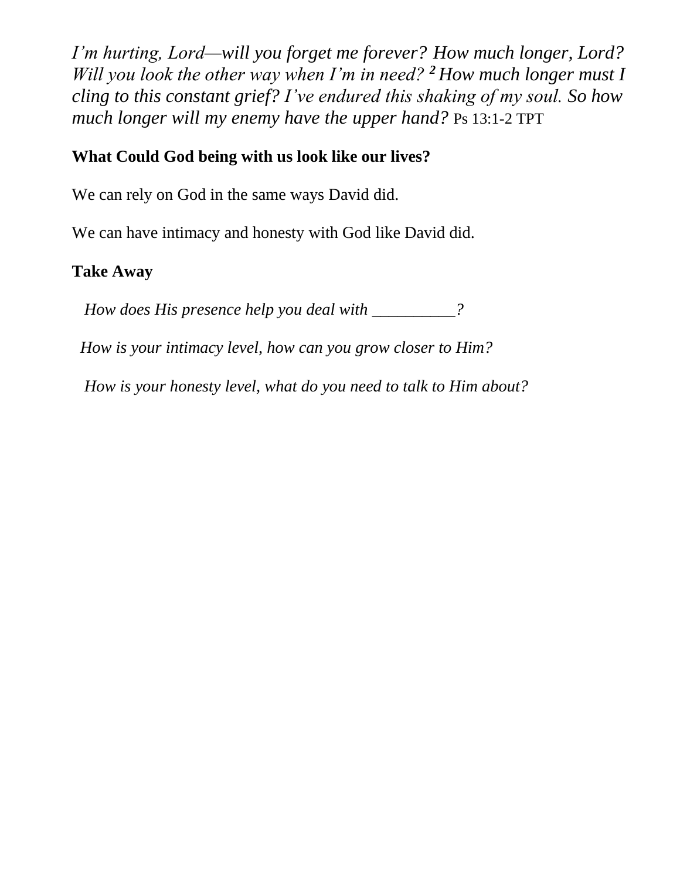*I'm hurting, Lord—will you forget me forever? How much longer, Lord? Will you look the other way when I'm in need? [2] How much longer must I cling to this constant grief? I've endured this shaking of my soul. So how much longer will my enemy have the upper hand?* Ps 13:1-2 TPT

**What Could God being with us look like our lives?**

We can rely on God in the same ways David did.

We can have intimacy and honesty with God like David did.

**Take Away**

*How does His presence help you deal with __________?*

*How is your intimacy level, how can you grow closer to Him?*

*How is your honesty level, what do you need to talk to Him about?*